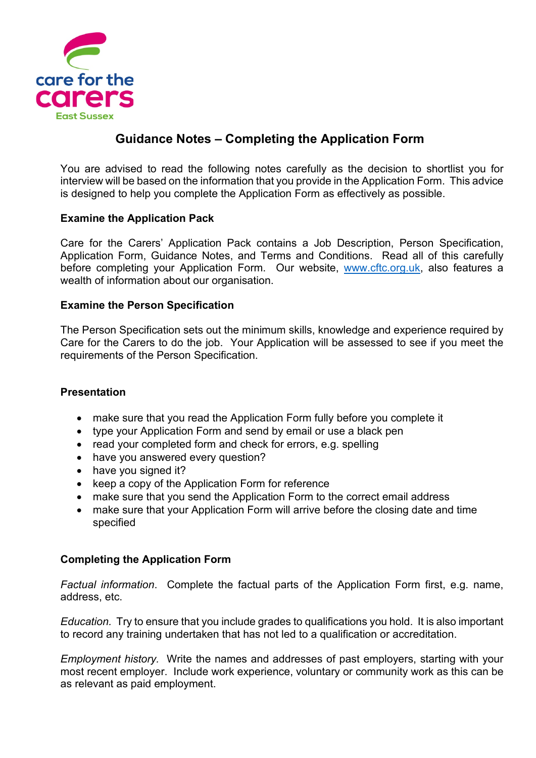care for the carers
East Sussex

# Guidance Notes – Completing the Application Form

You are advised to read the following notes carefully as the decision to shortlist you for interview will be based on the information that you provide in the Application Form. This advice is designed to help you complete the Application Form as effectively as possible.

**Examine the Application Pack**

Care for the Carers' Application Pack contains a Job Description, Person Specification, Application Form, Guidance Notes, and Terms and Conditions. Read all of this carefully before completing your Application Form. Our website, www.cftc.org.uk, also features a wealth of information about our organisation.

**Examine the Person Specification**

The Person Specification sets out the minimum skills, knowledge and experience required by Care for the Carers to do the job. Your Application will be assessed to see if you meet the requirements of the Person Specification.

**Presentation**

- make sure that you read the Application Form fully before you complete it
- type your Application Form and send by email or use a black pen
- read your completed form and check for errors, e.g. spelling
- have you answered every question?
- have you signed it?
- keep a copy of the Application Form for reference
- make sure that you send the Application Form to the correct email address
- make sure that your Application Form will arrive before the closing date and time specified

**Completing the Application Form**

*Factual information*. Complete the factual parts of the Application Form first, e.g. name, address, etc.

*Education.* Try to ensure that you include grades to qualifications you hold. It is also important to record any training undertaken that has not led to a qualification or accreditation.

*Employment history.* Write the names and addresses of past employers, starting with your most recent employer. Include work experience, voluntary or community work as this can be as relevant as paid employment.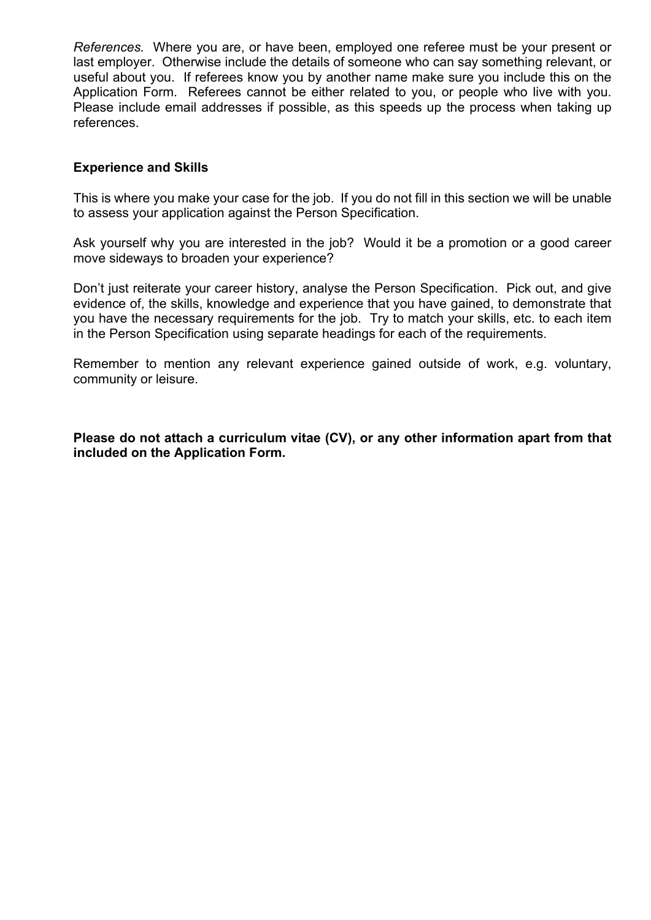*References.* Where you are, or have been, employed one referee must be your present or last employer. Otherwise include the details of someone who can say something relevant, or useful about you. If referees know you by another name make sure you include this on the Application Form. Referees cannot be either related to you, or people who live with you. Please include email addresses if possible, as this speeds up the process when taking up references.

**Experience and Skills**

This is where you make your case for the job. If you do not fill in this section we will be unable to assess your application against the Person Specification.

Ask yourself why you are interested in the job? Would it be a promotion or a good career move sideways to broaden your experience?

Don't just reiterate your career history, analyse the Person Specification. Pick out, and give evidence of, the skills, knowledge and experience that you have gained, to demonstrate that you have the necessary requirements for the job. Try to match your skills, etc. to each item in the Person Specification using separate headings for each of the requirements.

Remember to mention any relevant experience gained outside of work, e.g. voluntary, community or leisure.

**Please do not attach a curriculum vitae (CV), or any other information apart from that included on the Application Form.**